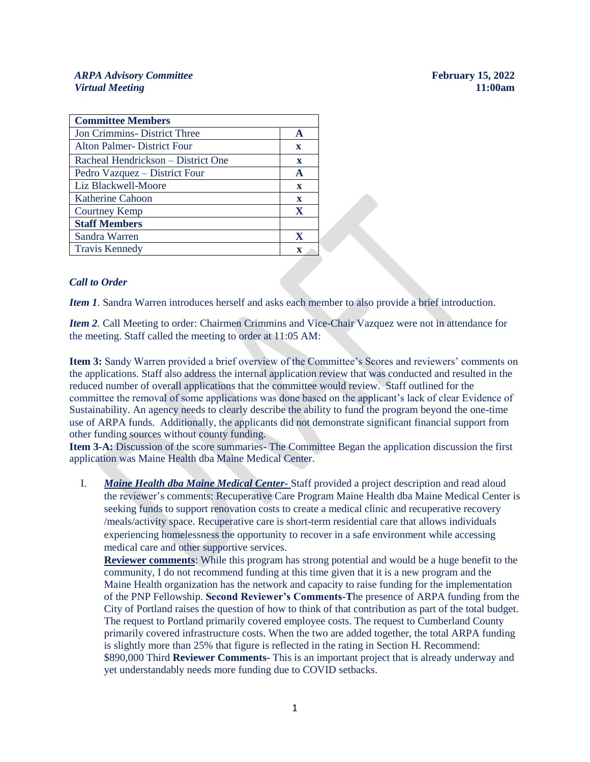*ARPA Advisory Committee*
*Virtual Meeting*

**February 15, 2022**
**11:00am**

| Committee Members | |
|---|---|
| Jon Crimmins- District Three | A |
| Alton Palmer- District Four | x |
| Racheal Hendrickson – District One | x |
| Pedro Vazquez – District Four | A |
| Liz Blackwell-Moore | x |
| Katherine Cahoon | x |
| Courtney Kemp | X |
| **Staff Members** | |
| Sandra Warren | X |
| Travis Kennedy | x |

***Call to Order***

***Item 1***. Sandra Warren introduces herself and asks each member to also provide a brief introduction.

***Item 2***. Call Meeting to order: Chairmen Crimmins and Vice-Chair Vazquez were not in attendance for the meeting. Staff called the meeting to order at 11:05 AM:

**Item 3:** Sandy Warren provided a brief overview of the Committee's Scores and reviewers' comments on the applications. Staff also address the internal application review that was conducted and resulted in the reduced number of overall applications that the committee would review. Staff outlined for the committee the removal of some applications was done based on the applicant's lack of clear Evidence of Sustainability. An agency needs to clearly describe the ability to fund the program beyond the one-time use of ARPA funds. Additionally, the applicants did not demonstrate significant financial support from other funding sources without county funding.

**Item 3-A:** Discussion of the score summaries- The Committee Began the application discussion the first application was Maine Health dba Maine Medical Center.

I. ***Maine Health dba Maine Medical Center-*** Staff provided a project description and read aloud the reviewer's comments: Recuperative Care Program Maine Health dba Maine Medical Center is seeking funds to support renovation costs to create a medical clinic and recuperative recovery /meals/activity space. Recuperative care is short-term residential care that allows individuals experiencing homelessness the opportunity to recover in a safe environment while accessing medical care and other supportive services.
**Reviewer comments**: While this program has strong potential and would be a huge benefit to the community, I do not recommend funding at this time given that it is a new program and the Maine Health organization has the network and capacity to raise funding for the implementation of the PNP Fellowship. **Second Reviewer's Comments-T**he presence of ARPA funding from the City of Portland raises the question of how to think of that contribution as part of the total budget. The request to Portland primarily covered employee costs. The request to Cumberland County primarily covered infrastructure costs. When the two are added together, the total ARPA funding is slightly more than 25% that figure is reflected in the rating in Section H. Recommend: $890,000 Third **Reviewer Comments**- This is an important project that is already underway and yet understandably needs more funding due to COVID setbacks.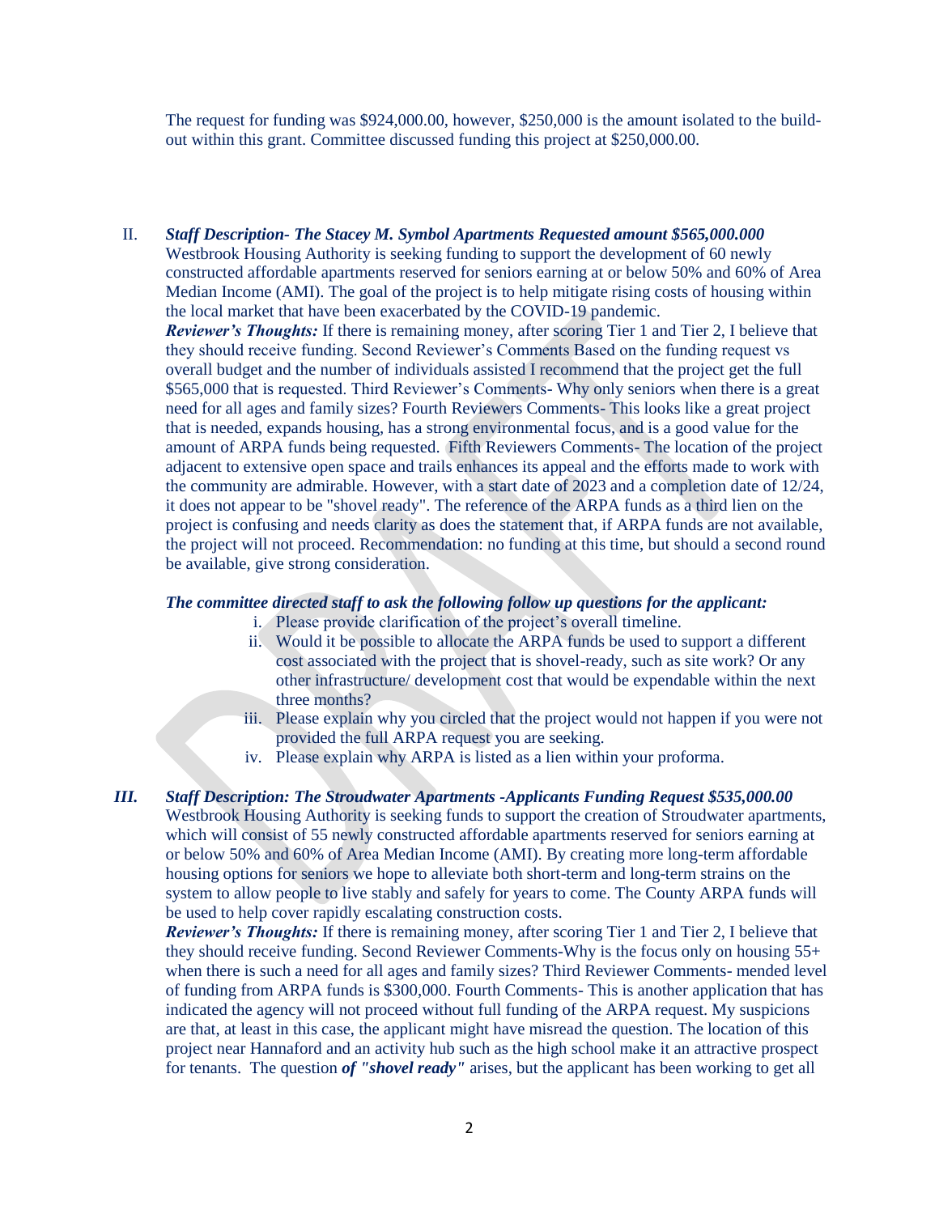The request for funding was $924,000.00, however, $250,000 is the amount isolated to the build-out within this grant. Committee discussed funding this project at $250,000.00.

II. ***Staff Description- The Stacey M. Symbol Apartments Requested amount $565,000.000***
Westbrook Housing Authority is seeking funding to support the development of 60 newly constructed affordable apartments reserved for seniors earning at or below 50% and 60% of Area Median Income (AMI). The goal of the project is to help mitigate rising costs of housing within the local market that have been exacerbated by the COVID-19 pandemic.
***Reviewer's Thoughts:*** If there is remaining money, after scoring Tier 1 and Tier 2, I believe that they should receive funding. Second Reviewer's Comments Based on the funding request vs overall budget and the number of individuals assisted I recommend that the project get the full $565,000 that is requested. Third Reviewer's Comments- Why only seniors when there is a great need for all ages and family sizes? Fourth Reviewers Comments- This looks like a great project that is needed, expands housing, has a strong environmental focus, and is a good value for the amount of ARPA funds being requested. Fifth Reviewers Comments- The location of the project adjacent to extensive open space and trails enhances its appeal and the efforts made to work with the community are admirable. However, with a start date of 2023 and a completion date of 12/24, it does not appear to be "shovel ready". The reference of the ARPA funds as a third lien on the project is confusing and needs clarity as does the statement that, if ARPA funds are not available, the project will not proceed. Recommendation: no funding at this time, but should a second round be available, give strong consideration.

***The committee directed staff to ask the following follow up questions for the applicant:***

i. Please provide clarification of the project's overall timeline.
ii. Would it be possible to allocate the ARPA funds be used to support a different cost associated with the project that is shovel-ready, such as site work? Or any other infrastructure/ development cost that would be expendable within the next three months?
iii. Please explain why you circled that the project would not happen if you were not provided the full ARPA request you are seeking.
iv. Please explain why ARPA is listed as a lien within your proforma.

***III. Staff Description: The Stroudwater Apartments -Applicants Funding Request $535,000.00***
Westbrook Housing Authority is seeking funds to support the creation of Stroudwater apartments, which will consist of 55 newly constructed affordable apartments reserved for seniors earning at or below 50% and 60% of Area Median Income (AMI). By creating more long-term affordable housing options for seniors we hope to alleviate both short-term and long-term strains on the system to allow people to live stably and safely for years to come. The County ARPA funds will be used to help cover rapidly escalating construction costs.
***Reviewer's Thoughts:*** If there is remaining money, after scoring Tier 1 and Tier 2, I believe that they should receive funding. Second Reviewer Comments-Why is the focus only on housing 55+ when there is such a need for all ages and family sizes? Third Reviewer Comments- mended level of funding from ARPA funds is $300,000. Fourth Comments- This is another application that has indicated the agency will not proceed without full funding of the ARPA request. My suspicions are that, at least in this case, the applicant might have misread the question. The location of this project near Hannaford and an activity hub such as the high school make it an attractive prospect for tenants. The question ***of "shovel ready"*** arises, but the applicant has been working to get all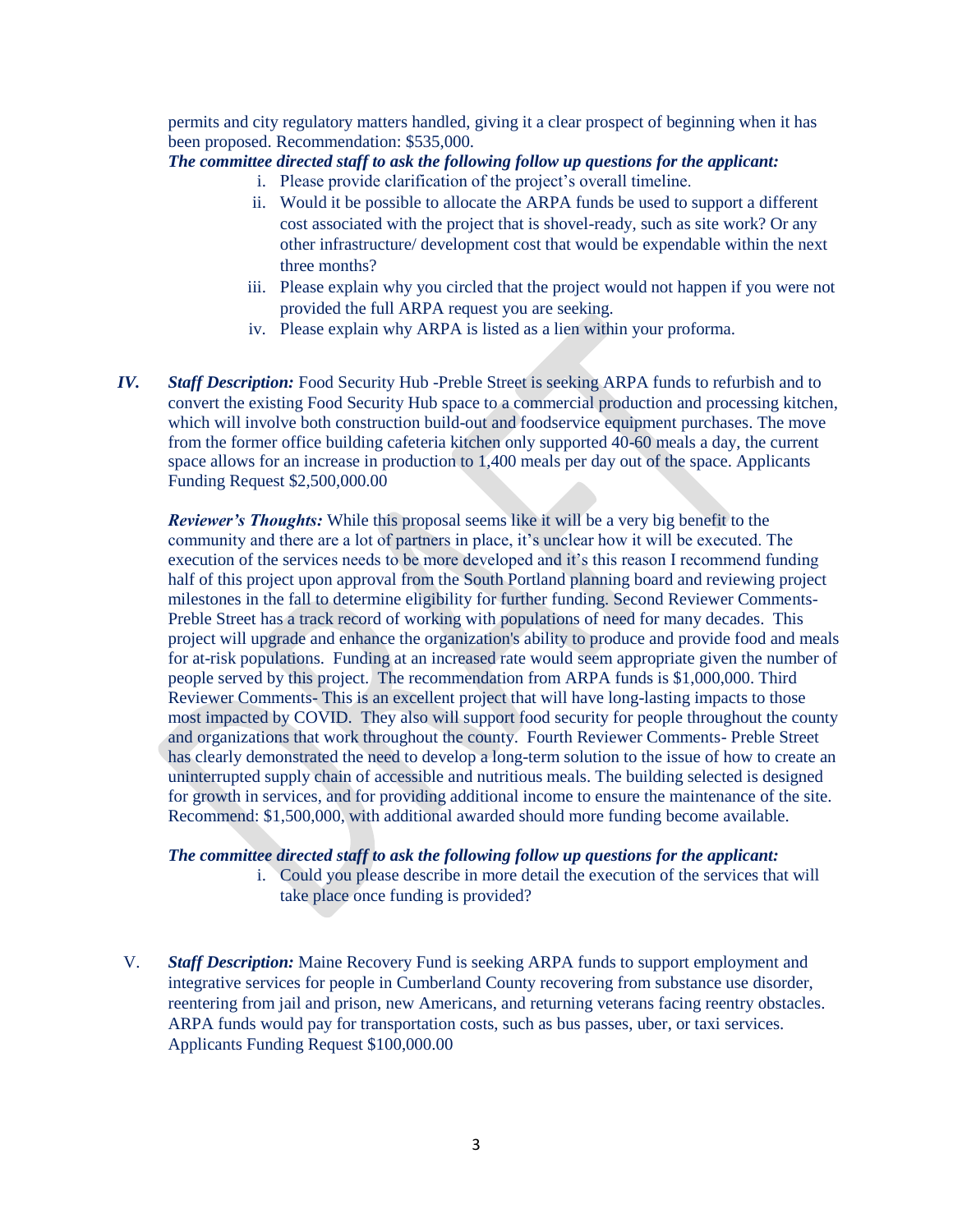permits and city regulatory matters handled, giving it a clear prospect of beginning when it has been proposed. Recommendation: $535,000.

***The committee directed staff to ask the following follow up questions for the applicant:***

i. Please provide clarification of the project's overall timeline.
ii. Would it be possible to allocate the ARPA funds be used to support a different cost associated with the project that is shovel-ready, such as site work? Or any other infrastructure/ development cost that would be expendable within the next three months?
iii. Please explain why you circled that the project would not happen if you were not provided the full ARPA request you are seeking.
iv. Please explain why ARPA is listed as a lien within your proforma.

***IV.*** ***Staff Description:*** Food Security Hub -Preble Street is seeking ARPA funds to refurbish and to convert the existing Food Security Hub space to a commercial production and processing kitchen, which will involve both construction build-out and foodservice equipment purchases. The move from the former office building cafeteria kitchen only supported 40-60 meals a day, the current space allows for an increase in production to 1,400 meals per day out of the space. Applicants Funding Request $2,500,000.00

***Reviewer's Thoughts:*** While this proposal seems like it will be a very big benefit to the community and there are a lot of partners in place, it's unclear how it will be executed. The execution of the services needs to be more developed and it's this reason I recommend funding half of this project upon approval from the South Portland planning board and reviewing project milestones in the fall to determine eligibility for further funding. Second Reviewer Comments- Preble Street has a track record of working with populations of need for many decades. This project will upgrade and enhance the organization's ability to produce and provide food and meals for at-risk populations. Funding at an increased rate would seem appropriate given the number of people served by this project. The recommendation from ARPA funds is $1,000,000. Third Reviewer Comments- This is an excellent project that will have long-lasting impacts to those most impacted by COVID. They also will support food security for people throughout the county and organizations that work throughout the county. Fourth Reviewer Comments- Preble Street has clearly demonstrated the need to develop a long-term solution to the issue of how to create an uninterrupted supply chain of accessible and nutritious meals. The building selected is designed for growth in services, and for providing additional income to ensure the maintenance of the site. Recommend: $1,500,000, with additional awarded should more funding become available.

***The committee directed staff to ask the following follow up questions for the applicant:***

i. Could you please describe in more detail the execution of the services that will take place once funding is provided?

V. ***Staff Description:*** Maine Recovery Fund is seeking ARPA funds to support employment and integrative services for people in Cumberland County recovering from substance use disorder, reentering from jail and prison, new Americans, and returning veterans facing reentry obstacles. ARPA funds would pay for transportation costs, such as bus passes, uber, or taxi services. Applicants Funding Request $100,000.00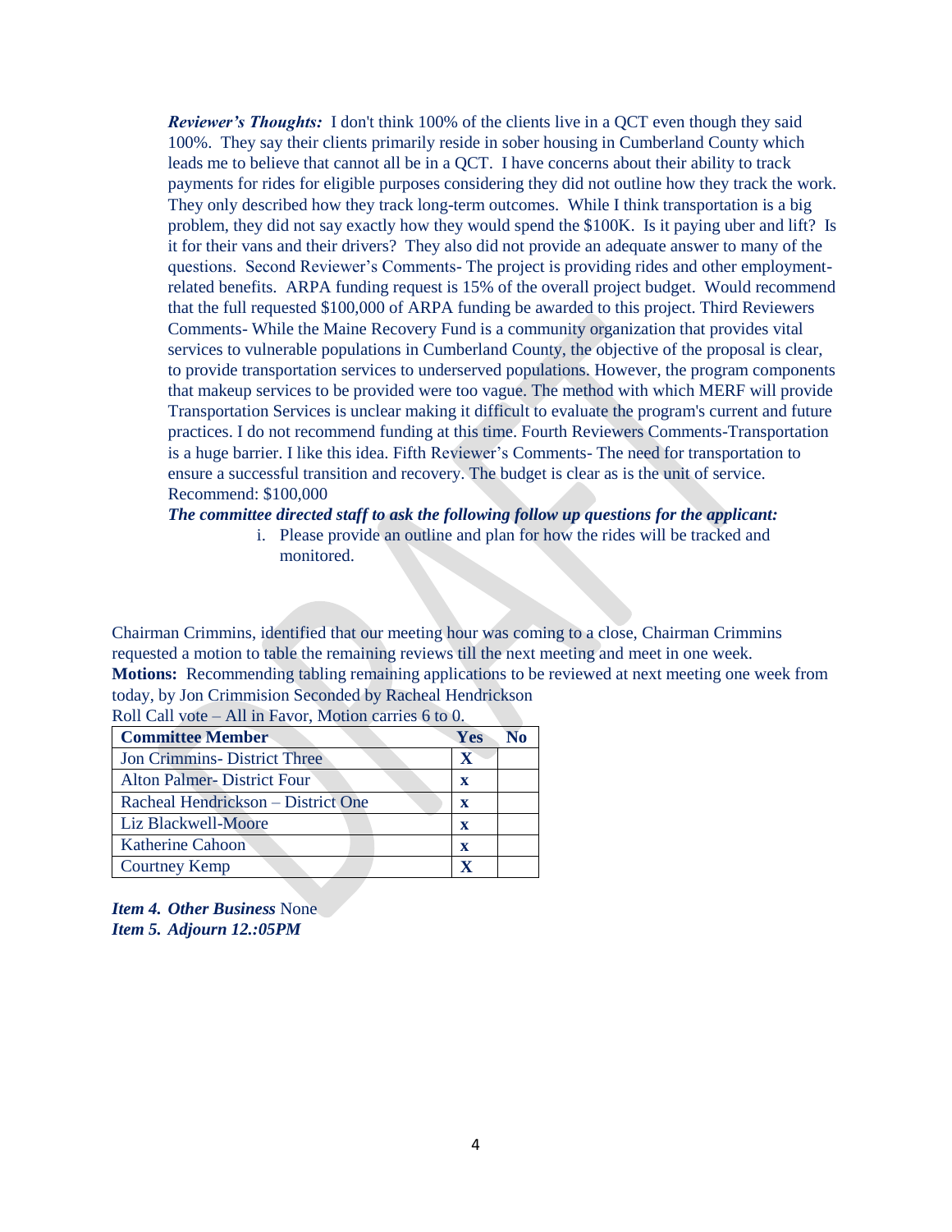***Reviewer's Thoughts:*** I don't think 100% of the clients live in a QCT even though they said 100%. They say their clients primarily reside in sober housing in Cumberland County which leads me to believe that cannot all be in a QCT. I have concerns about their ability to track payments for rides for eligible purposes considering they did not outline how they track the work. They only described how they track long-term outcomes. While I think transportation is a big problem, they did not say exactly how they would spend the $100K. Is it paying uber and lift? Is it for their vans and their drivers? They also did not provide an adequate answer to many of the questions. Second Reviewer's Comments- The project is providing rides and other employment-related benefits. ARPA funding request is 15% of the overall project budget. Would recommend that the full requested $100,000 of ARPA funding be awarded to this project. Third Reviewers Comments- While the Maine Recovery Fund is a community organization that provides vital services to vulnerable populations in Cumberland County, the objective of the proposal is clear, to provide transportation services to underserved populations. However, the program components that makeup services to be provided were too vague. The method with which MERF will provide Transportation Services is unclear making it difficult to evaluate the program's current and future practices. I do not recommend funding at this time. Fourth Reviewers Comments-Transportation is a huge barrier. I like this idea. Fifth Reviewer's Comments- The need for transportation to ensure a successful transition and recovery. The budget is clear as is the unit of service. Recommend: $100,000

***The committee directed staff to ask the following follow up questions for the applicant:***

i. Please provide an outline and plan for how the rides will be tracked and monitored.

Chairman Crimmins, identified that our meeting hour was coming to a close, Chairman Crimmins requested a motion to table the remaining reviews till the next meeting and meet in one week.

**Motions:** Recommending tabling remaining applications to be reviewed at next meeting one week from today, by Jon Crimmision Seconded by Racheal Hendrickson

Roll Call vote – All in Favor, Motion carries 6 to 0.

| Committee Member | Yes | No |
|---|---|---|
| Jon Crimmins- District Three | X | |
| Alton Palmer- District Four | x | |
| Racheal Hendrickson – District One | x | |
| Liz Blackwell-Moore | x | |
| Katherine Cahoon | x | |
| Courtney Kemp | X | |

***Item 4. Other Business*** None

***Item 5. Adjourn 12.:05PM***